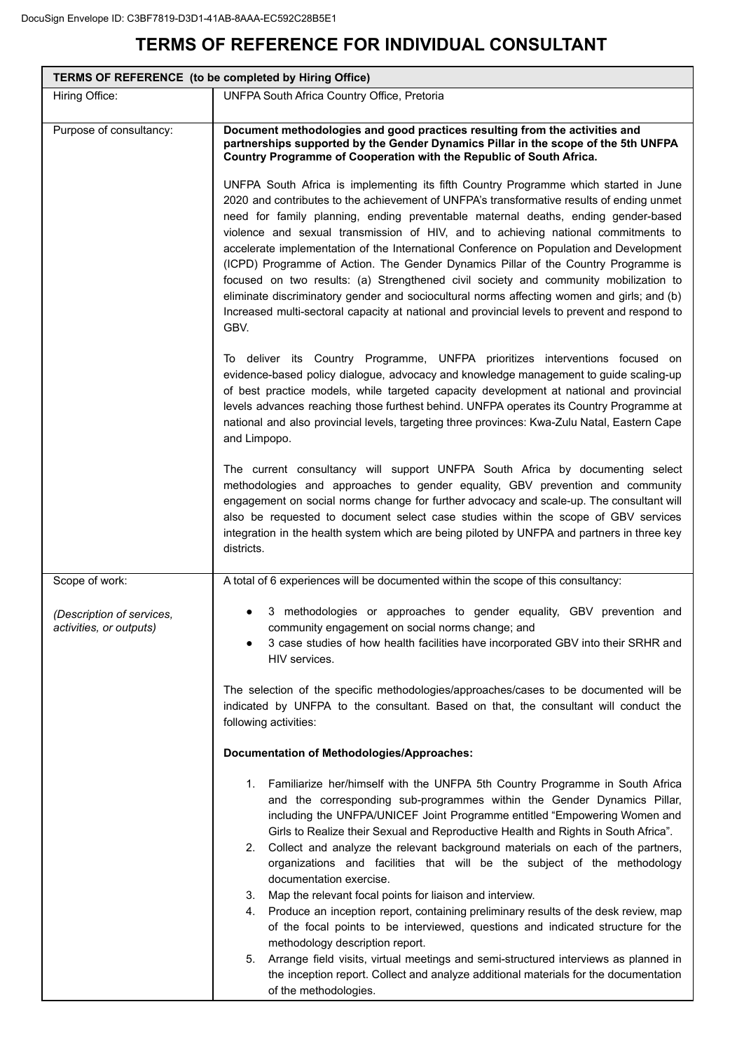# TERMS OF REFERENCE FOR INDIVIDUAL CONSULTANT

| TERMS OF REFERENCE (to be completed by Hiring Office) | |
|---|---|
| Hiring Office: | UNFPA South Africa Country Office, Pretoria |
| Purpose of consultancy: | **Document methodologies and good practices resulting from the activities and partnerships supported by the Gender Dynamics Pillar in the scope of the 5th UNFPA Country Programme of Cooperation with the Republic of South Africa.**<br><br>UNFPA South Africa is implementing its fifth Country Programme which started in June 2020 and contributes to the achievement of UNFPA's transformative results of ending unmet need for family planning, ending preventable maternal deaths, ending gender-based violence and sexual transmission of HIV, and to achieving national commitments to accelerate implementation of the International Conference on Population and Development (ICPD) Programme of Action. The Gender Dynamics Pillar of the Country Programme is focused on two results: (a) Strengthened civil society and community mobilization to eliminate discriminatory gender and sociocultural norms affecting women and girls; and (b) Increased multi-sectoral capacity at national and provincial levels to prevent and respond to GBV.<br><br>To deliver its Country Programme, UNFPA prioritizes interventions focused on evidence-based policy dialogue, advocacy and knowledge management to guide scaling-up of best practice models, while targeted capacity development at national and provincial levels advances reaching those furthest behind. UNFPA operates its Country Programme at national and also provincial levels, targeting three provinces: Kwa-Zulu Natal, Eastern Cape and Limpopo.<br><br>The current consultancy will support UNFPA South Africa by documenting select methodologies and approaches to gender equality, GBV prevention and community engagement on social norms change for further advocacy and scale-up. The consultant will also be requested to document select case studies within the scope of GBV services integration in the health system which are being piloted by UNFPA and partners in three key districts. |
| Scope of work:<br><br>*(Description of services, activities, or outputs)* | A total of 6 experiences will be documented within the scope of this consultancy:<br><br>• 3 methodologies or approaches to gender equality, GBV prevention and community engagement on social norms change; and<br>• 3 case studies of how health facilities have incorporated GBV into their SRHR and HIV services.<br><br>The selection of the specific methodologies/approaches/cases to be documented will be indicated by UNFPA to the consultant. Based on that, the consultant will conduct the following activities:<br><br>**Documentation of Methodologies/Approaches:**<br><br>1. Familiarize her/himself with the UNFPA 5th Country Programme in South Africa and the corresponding sub-programmes within the Gender Dynamics Pillar, including the UNFPA/UNICEF Joint Programme entitled "Empowering Women and Girls to Realize their Sexual and Reproductive Health and Rights in South Africa".<br>2. Collect and analyze the relevant background materials on each of the partners, organizations and facilities that will be the subject of the methodology documentation exercise.<br>3. Map the relevant focal points for liaison and interview.<br>4. Produce an inception report, containing preliminary results of the desk review, map of the focal points to be interviewed, questions and indicated structure for the methodology description report.<br>5. Arrange field visits, virtual meetings and semi-structured interviews as planned in the inception report. Collect and analyze additional materials for the documentation of the methodologies. |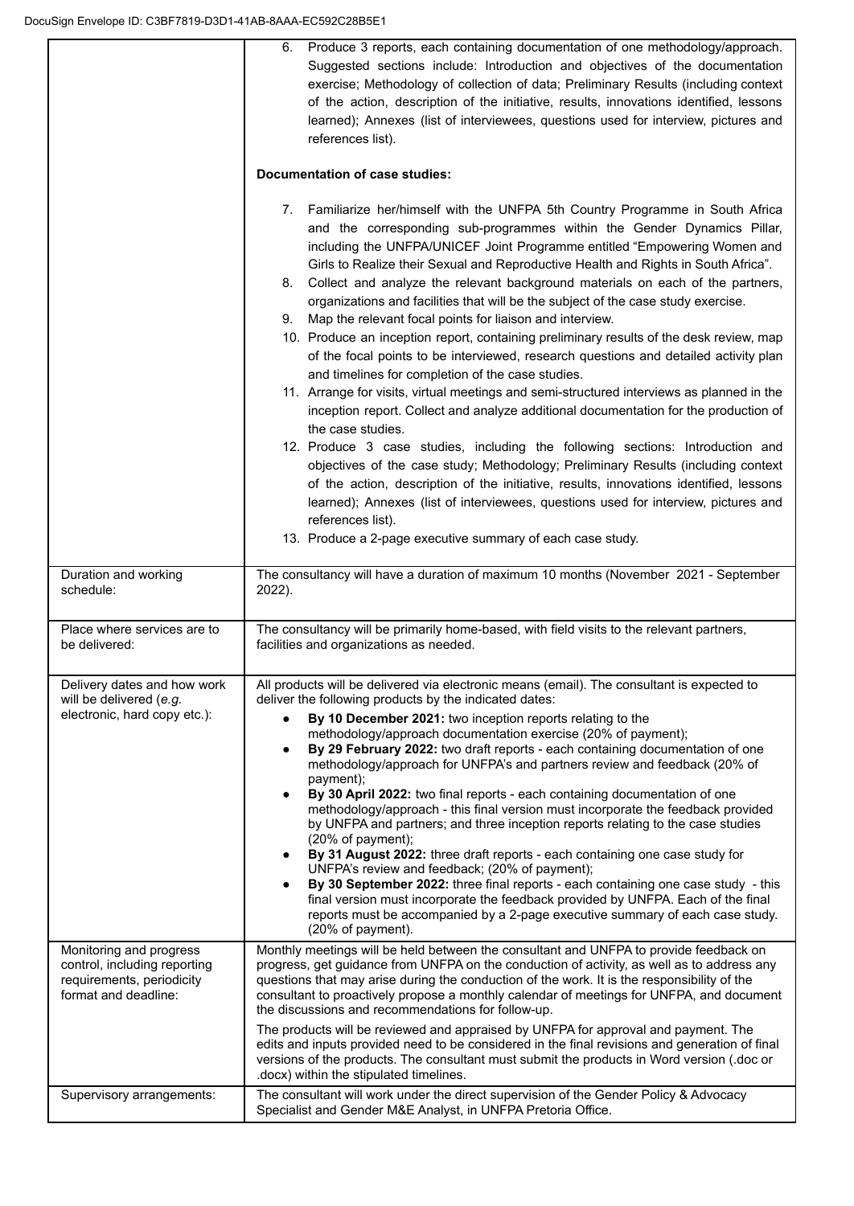| | |
|---|---|
| | 6. Produce 3 reports, each containing documentation of one methodology/approach. Suggested sections include: Introduction and objectives of the documentation exercise; Methodology of collection of data; Preliminary Results (including context of the action, description of the initiative, results, innovations identified, lessons learned); Annexes (list of interviewees, questions used for interview, pictures and references list).<br><br>**Documentation of case studies:**<br><br>7. Familiarize her/himself with the UNFPA 5th Country Programme in South Africa and the corresponding sub-programmes within the Gender Dynamics Pillar, including the UNFPA/UNICEF Joint Programme entitled "Empowering Women and Girls to Realize their Sexual and Reproductive Health and Rights in South Africa".<br>8. Collect and analyze the relevant background materials on each of the partners, organizations and facilities that will be the subject of the case study exercise.<br>9. Map the relevant focal points for liaison and interview.<br>10. Produce an inception report, containing preliminary results of the desk review, map of the focal points to be interviewed, research questions and detailed activity plan and timelines for completion of the case studies.<br>11. Arrange for visits, virtual meetings and semi-structured interviews as planned in the inception report. Collect and analyze additional documentation for the production of the case studies.<br>12. Produce 3 case studies, including the following sections: Introduction and objectives of the case study; Methodology; Preliminary Results (including context of the action, description of the initiative, results, innovations identified, lessons learned); Annexes (list of interviewees, questions used for interview, pictures and references list).<br>13. Produce a 2-page executive summary of each case study. |
| Duration and working schedule: | The consultancy will have a duration of maximum 10 months (November 2021 - September 2022). |
| Place where services are to be delivered: | The consultancy will be primarily home-based, with field visits to the relevant partners, facilities and organizations as needed. |
| Delivery dates and how work will be delivered (*e.g.* electronic, hard copy etc.): | All products will be delivered via electronic means (email). The consultant is expected to deliver the following products by the indicated dates:<br>• **By 10 December 2021:** two inception reports relating to the methodology/approach documentation exercise (20% of payment);<br>• **By 29 February 2022:** two draft reports - each containing documentation of one methodology/approach for UNFPA's and partners review and feedback (20% of payment);<br>• **By 30 April 2022:** two final reports - each containing documentation of one methodology/approach - this final version must incorporate the feedback provided by UNFPA and partners; and three inception reports relating to the case studies (20% of payment);<br>• **By 31 August 2022:** three draft reports - each containing one case study for UNFPA's review and feedback; (20% of payment);<br>• **By 30 September 2022:** three final reports - each containing one case study - this final version must incorporate the feedback provided by UNFPA. Each of the final reports must be accompanied by a 2-page executive summary of each case study. (20% of payment). |
| Monitoring and progress control, including reporting requirements, periodicity format and deadline: | Monthly meetings will be held between the consultant and UNFPA to provide feedback on progress, get guidance from UNFPA on the conduction of activity, as well as to address any questions that may arise during the conduction of the work. It is the responsibility of the consultant to proactively propose a monthly calendar of meetings for UNFPA, and document the discussions and recommendations for follow-up.<br><br>The products will be reviewed and appraised by UNFPA for approval and payment. The edits and inputs provided need to be considered in the final revisions and generation of final versions of the products. The consultant must submit the products in Word version (.doc or .docx) within the stipulated timelines. |
| Supervisory arrangements: | The consultant will work under the direct supervision of the Gender Policy & Advocacy Specialist and Gender M&E Analyst, in UNFPA Pretoria Office. |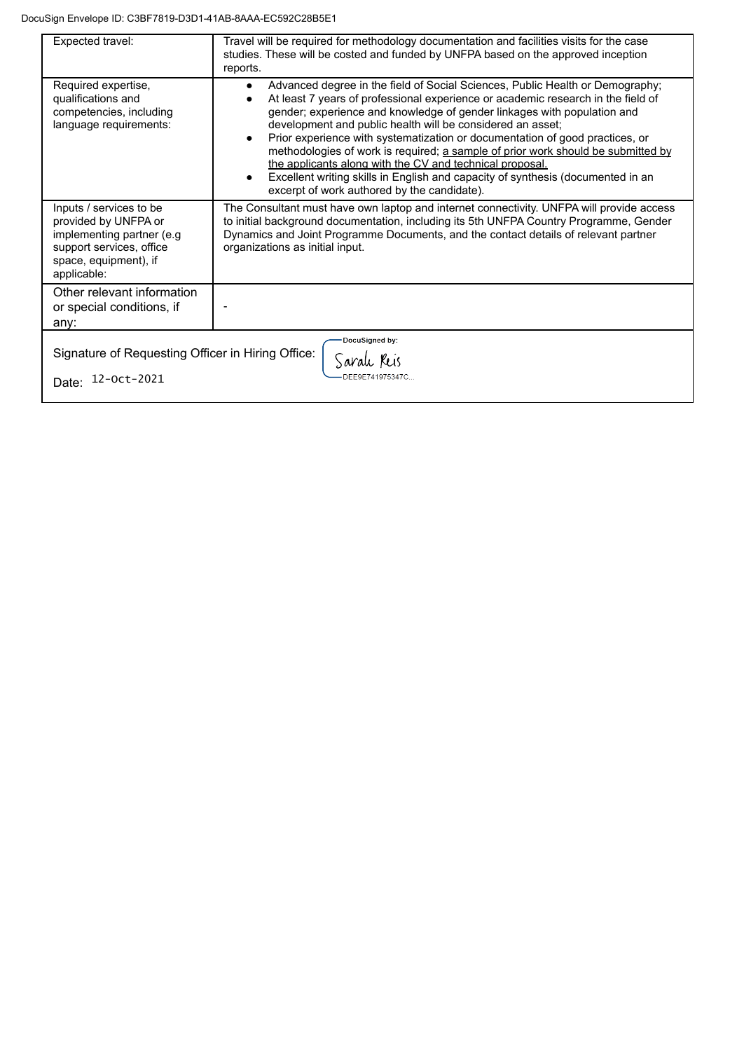| | |
|---|---|
| Expected travel: | Travel will be required for methodology documentation and facilities visits for the case studies. These will be costed and funded by UNFPA based on the approved inception reports. |
| Required expertise, qualifications and competencies, including language requirements: | • Advanced degree in the field of Social Sciences, Public Health or Demography;<br>• At least 7 years of professional experience or academic research in the field of gender; experience and knowledge of gender linkages with population and development and public health will be considered an asset;<br>• Prior experience with systematization or documentation of good practices, or methodologies of work is required; a sample of prior work should be submitted by the applicants along with the CV and technical proposal.<br>• Excellent writing skills in English and capacity of synthesis (documented in an excerpt of work authored by the candidate). |
| Inputs / services to be provided by UNFPA or implementing partner (e.g support services, office space, equipment), if applicable: | The Consultant must have own laptop and internet connectivity. UNFPA will provide access to initial background documentation, including its 5th UNFPA Country Programme, Gender Dynamics and Joint Programme Documents, and the contact details of relevant partner organizations as initial input. |
| Other relevant information or special conditions, if any: | - |

Signature of Requesting Officer in Hiring Office: DocuSigned by: Sarah Reis DEE9E741975347C...

Date: 12-Oct-2021